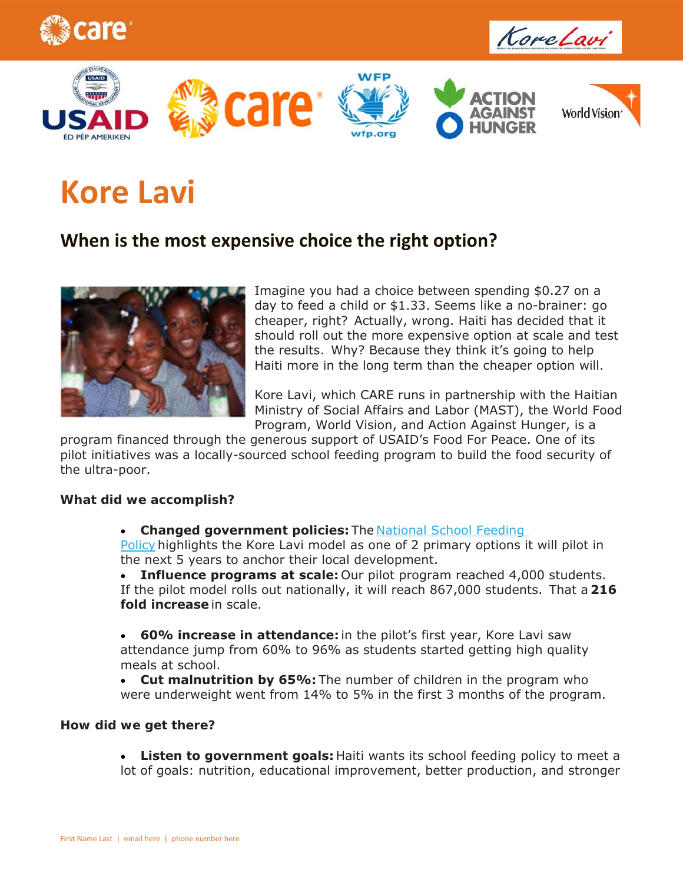# Kore Lavi

## When is the most expensive choice the right option?

Imagine you had a choice between spending $0.27 on a day to feed a child or $1.33. Seems like a no-brainer: go cheaper, right? Actually, wrong. Haiti has decided that it should roll out the more expensive option at scale and test the results. Why? Because they think it's going to help Haiti more in the long term than the cheaper option will.

Kore Lavi, which CARE runs in partnership with the Haitian Ministry of Social Affairs and Labor (MAST), the World Food Program, World Vision, and Action Against Hunger, is a program financed through the generous support of USAID's Food For Peace. One of its pilot initiatives was a locally-sourced school feeding program to build the food security of the ultra-poor.

**What did we accomplish?**

- **Changed government policies:** The National School Feeding Policy highlights the Kore Lavi model as one of 2 primary options it will pilot in the next 5 years to anchor their local development.
- **Influence programs at scale:** Our pilot program reached 4,000 students. If the pilot model rolls out nationally, it will reach 867,000 students. That a **216 fold increase** in scale.
- **60% increase in attendance:** in the pilot's first year, Kore Lavi saw attendance jump from 60% to 96% as students started getting high quality meals at school.
- **Cut malnutrition by 65%:** The number of children in the program who were underweight went from 14% to 5% in the first 3 months of the program.

**How did we get there?**

- **Listen to government goals:** Haiti wants its school feeding policy to meet a lot of goals: nutrition, educational improvement, better production, and stronger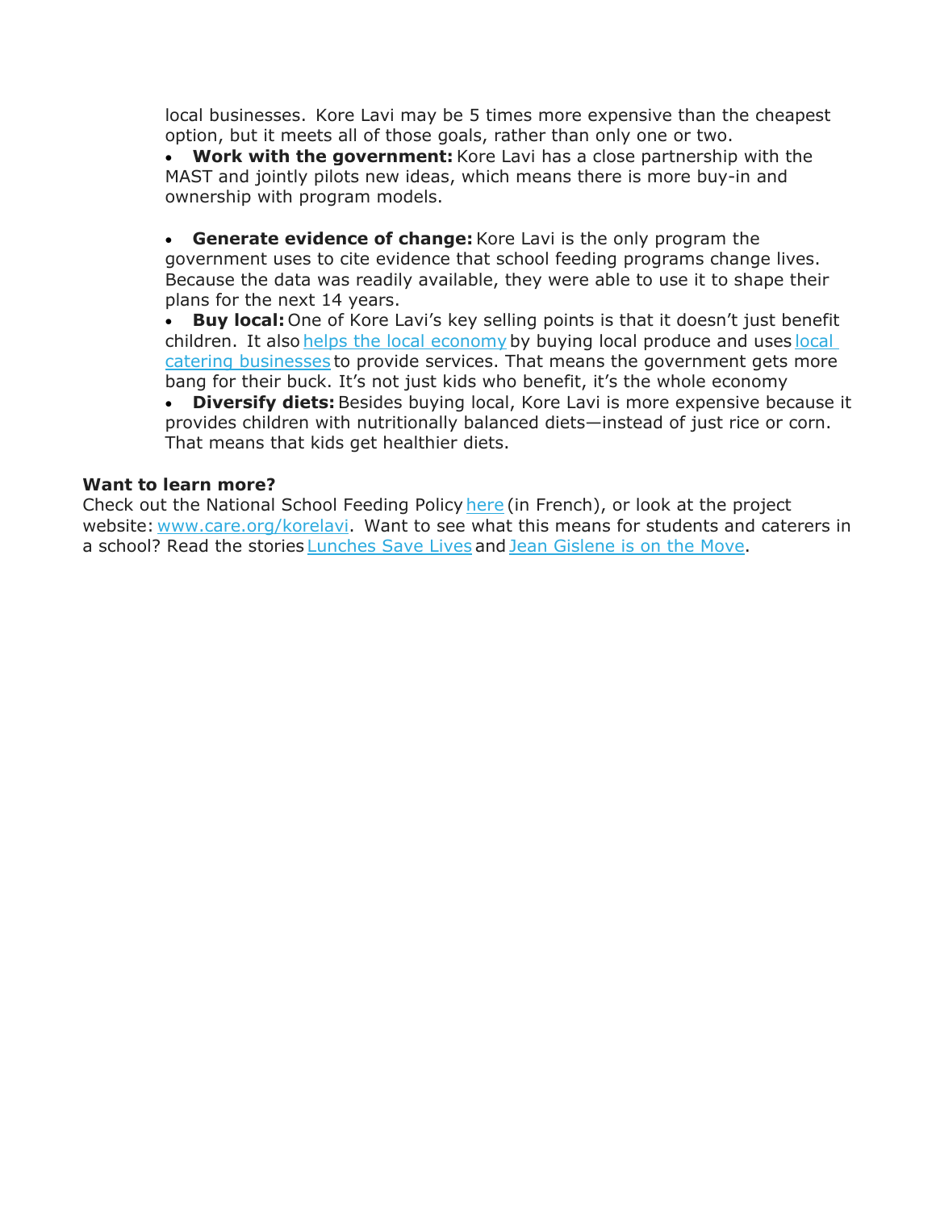local businesses. Kore Lavi may be 5 times more expensive than the cheapest option, but it meets all of those goals, rather than only one or two.

- **Work with the government:** Kore Lavi has a close partnership with the MAST and jointly pilots new ideas, which means there is more buy-in and ownership with program models.

- **Generate evidence of change:** Kore Lavi is the only program the government uses to cite evidence that school feeding programs change lives. Because the data was readily available, they were able to use it to shape their plans for the next 14 years.
- **Buy local:** One of Kore Lavi's key selling points is that it doesn't just benefit children. It also helps the local economy by buying local produce and uses local catering businesses to provide services. That means the government gets more bang for their buck. It's not just kids who benefit, it's the whole economy
- **Diversify diets:** Besides buying local, Kore Lavi is more expensive because it provides children with nutritionally balanced diets—instead of just rice or corn. That means that kids get healthier diets.

**Want to learn more?**

Check out the National School Feeding Policy here (in French), or look at the project website: www.care.org/korelavi. Want to see what this means for students and caterers in a school? Read the stories Lunches Save Lives and Jean Gislene is on the Move.